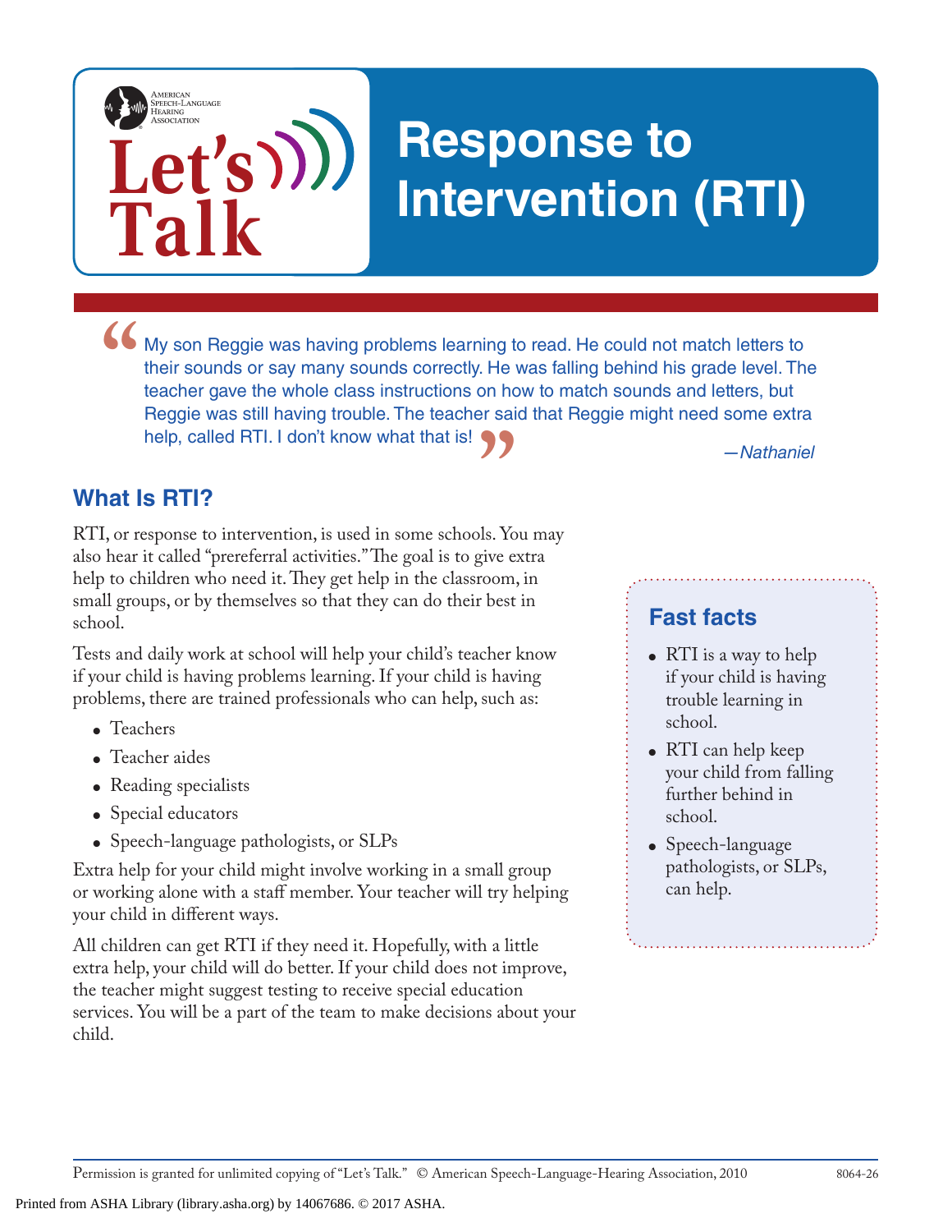# Response to Intervention (RTI)

> My son Reggie was having problems learning to read. He could not match letters to their sounds or say many sounds correctly. He was falling behind his grade level. The teacher gave the whole class instructions on how to match sounds and letters, but Reggie was still having trouble. The teacher said that Reggie might need some extra help, called RTI. I don't know what that is!
>
> *—Nathaniel*

## What Is RTI?

RTI, or response to intervention, is used in some schools. You may also hear it called "prereferral activities." The goal is to give extra help to children who need it. They get help in the classroom, in small groups, or by themselves so that they can do their best in school.

Tests and daily work at school will help your child's teacher know if your child is having problems learning. If your child is having problems, there are trained professionals who can help, such as:

- Teachers
- Teacher aides
- Reading specialists
- Special educators
- Speech-language pathologists, or SLPs

Extra help for your child might involve working in a small group or working alone with a staff member. Your teacher will try helping your child in different ways.

All children can get RTI if they need it. Hopefully, with a little extra help, your child will do better. If your child does not improve, the teacher might suggest testing to receive special education services. You will be a part of the team to make decisions about your child.

### Fast facts

- RTI is a way to help if your child is having trouble learning in school.
- RTI can help keep your child from falling further behind in school.
- Speech-language pathologists, or SLPs, can help.

Permission is granted for unlimited copying of "Let's Talk." © American Speech-Language-Hearing Association, 2010 8064-26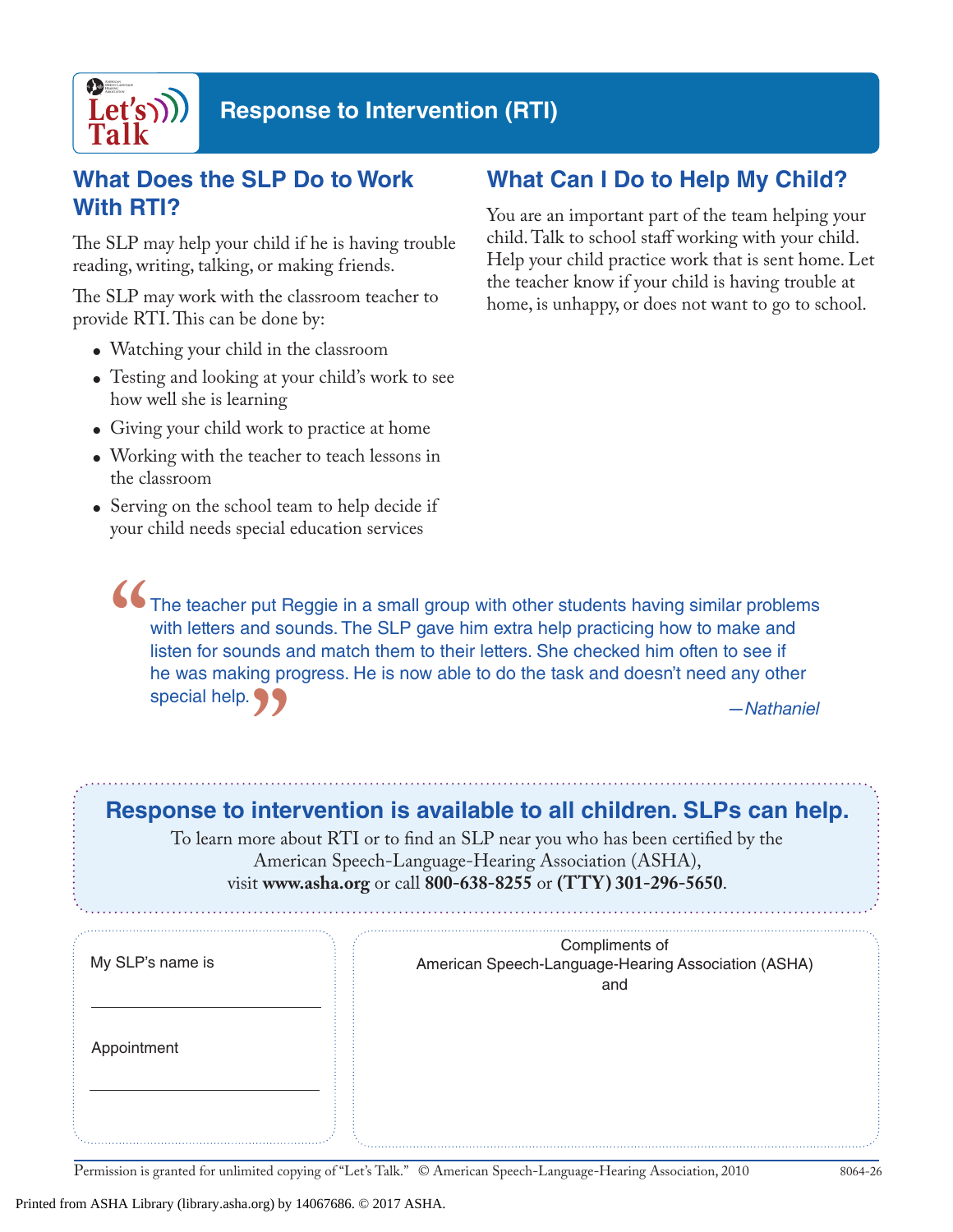# Response to Intervention (RTI)

## What Does the SLP Do to Work With RTI?

The SLP may help your child if he is having trouble reading, writing, talking, or making friends.

The SLP may work with the classroom teacher to provide RTI. This can be done by:

- Watching your child in the classroom
- Testing and looking at your child's work to see how well she is learning
- Giving your child work to practice at home
- Working with the teacher to teach lessons in the classroom
- Serving on the school team to help decide if your child needs special education services

## What Can I Do to Help My Child?

You are an important part of the team helping your child. Talk to school staff working with your child. Help your child practice work that is sent home. Let the teacher know if your child is having trouble at home, is unhappy, or does not want to go to school.

> "The teacher put Reggie in a small group with other students having similar problems with letters and sounds. The SLP gave him extra help practicing how to make and listen for sounds and match them to their letters. She checked him often to see if he was making progress. He is now able to do the task and doesn't need any other special help."
>
> —*Nathaniel*

### Response to intervention is available to all children. SLPs can help.

To learn more about RTI or to find an SLP near you who has been certified by the American Speech-Language-Hearing Association (ASHA), visit **www.asha.org** or call **800-638-8255** or **(TTY) 301-296-5650**.

My SLP's name is ______________________

Appointment ______________________

Compliments of
American Speech-Language-Hearing Association (ASHA)
and

Permission is granted for unlimited copying of "Let's Talk." © American Speech-Language-Hearing Association, 2010 8064-26

Printed from ASHA Library (library.asha.org) by 14067686. © 2017 ASHA.